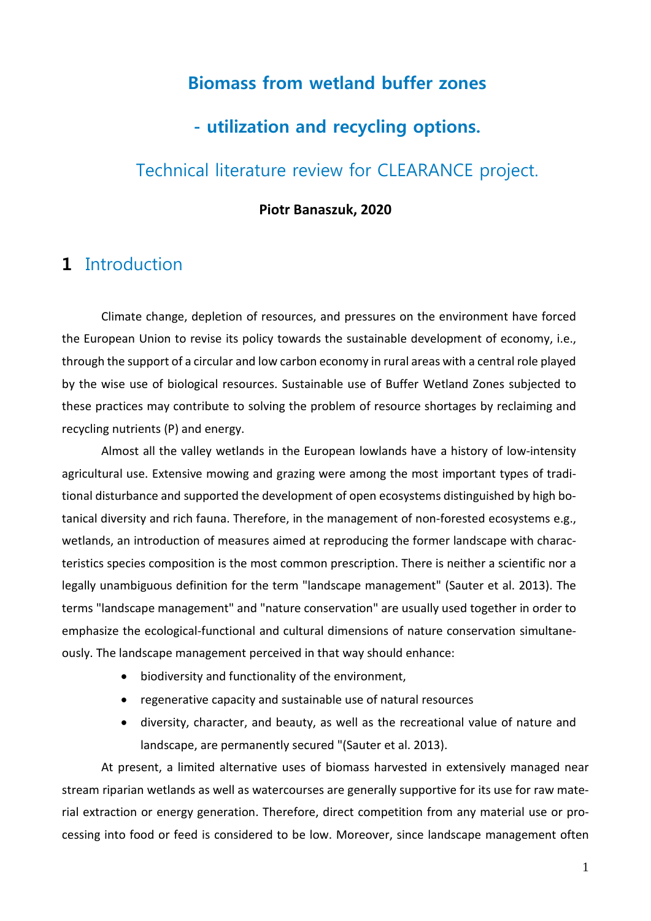# Biomass from wetland buffer zones

# - utilization and recycling options.

## Technical literature review for CLEARANCE project.

**Piotr Banaszuk, 2020**

## 1 Introduction

Climate change, depletion of resources, and pressures on the environment have forced the European Union to revise its policy towards the sustainable development of economy, i.e., through the support of a circular and low carbon economy in rural areas with a central role played by the wise use of biological resources. Sustainable use of Buffer Wetland Zones subjected to these practices may contribute to solving the problem of resource shortages by reclaiming and recycling nutrients (P) and energy.

Almost all the valley wetlands in the European lowlands have a history of low-intensity agricultural use. Extensive mowing and grazing were among the most important types of traditional disturbance and supported the development of open ecosystems distinguished by high botanical diversity and rich fauna. Therefore, in the management of non-forested ecosystems e.g., wetlands, an introduction of measures aimed at reproducing the former landscape with characteristics species composition is the most common prescription. There is neither a scientific nor a legally unambiguous definition for the term "landscape management" (Sauter et al. 2013). The terms "landscape management" and "nature conservation" are usually used together in order to emphasize the ecological-functional and cultural dimensions of nature conservation simultaneously. The landscape management perceived in that way should enhance:

- biodiversity and functionality of the environment,
- regenerative capacity and sustainable use of natural resources
- diversity, character, and beauty, as well as the recreational value of nature and landscape, are permanently secured "(Sauter et al. 2013).

At present, a limited alternative uses of biomass harvested in extensively managed near stream riparian wetlands as well as watercourses are generally supportive for its use for raw material extraction or energy generation. Therefore, direct competition from any material use or processing into food or feed is considered to be low. Moreover, since landscape management often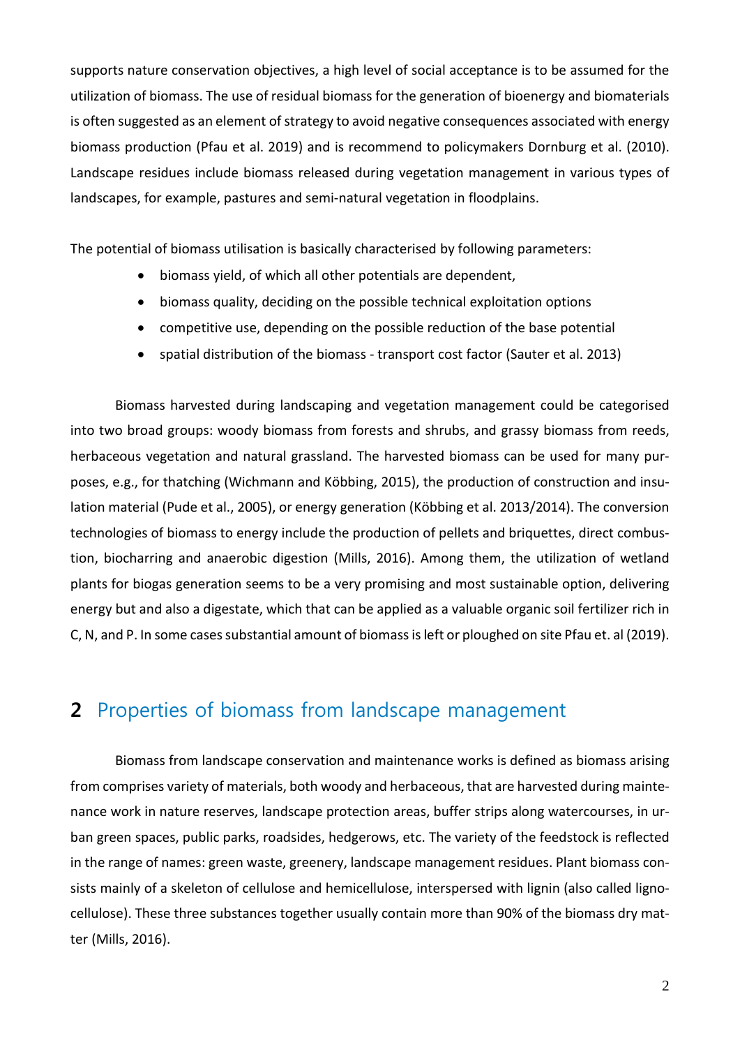supports nature conservation objectives, a high level of social acceptance is to be assumed for the utilization of biomass. The use of residual biomass for the generation of bioenergy and biomaterials is often suggested as an element of strategy to avoid negative consequences associated with energy biomass production (Pfau et al. 2019) and is recommend to policymakers Dornburg et al. (2010). Landscape residues include biomass released during vegetation management in various types of landscapes, for example, pastures and semi-natural vegetation in floodplains.

The potential of biomass utilisation is basically characterised by following parameters:

- biomass yield, of which all other potentials are dependent,
- biomass quality, deciding on the possible technical exploitation options
- competitive use, depending on the possible reduction of the base potential
- spatial distribution of the biomass - transport cost factor (Sauter et al. 2013)

Biomass harvested during landscaping and vegetation management could be categorised into two broad groups: woody biomass from forests and shrubs, and grassy biomass from reeds, herbaceous vegetation and natural grassland. The harvested biomass can be used for many purposes, e.g., for thatching (Wichmann and Köbbing, 2015), the production of construction and insulation material (Pude et al., 2005), or energy generation (Köbbing et al. 2013/2014). The conversion technologies of biomass to energy include the production of pellets and briquettes, direct combustion, biocharring and anaerobic digestion (Mills, 2016). Among them, the utilization of wetland plants for biogas generation seems to be a very promising and most sustainable option, delivering energy but and also a digestate, which that can be applied as a valuable organic soil fertilizer rich in C, N, and P. In some cases substantial amount of biomass is left or ploughed on site Pfau et. al (2019).

## 2 Properties of biomass from landscape management

Biomass from landscape conservation and maintenance works is defined as biomass arising from comprises variety of materials, both woody and herbaceous, that are harvested during maintenance work in nature reserves, landscape protection areas, buffer strips along watercourses, in urban green spaces, public parks, roadsides, hedgerows, etc. The variety of the feedstock is reflected in the range of names: green waste, greenery, landscape management residues. Plant biomass consists mainly of a skeleton of cellulose and hemicellulose, interspersed with lignin (also called lignocellulose). These three substances together usually contain more than 90% of the biomass dry matter (Mills, 2016).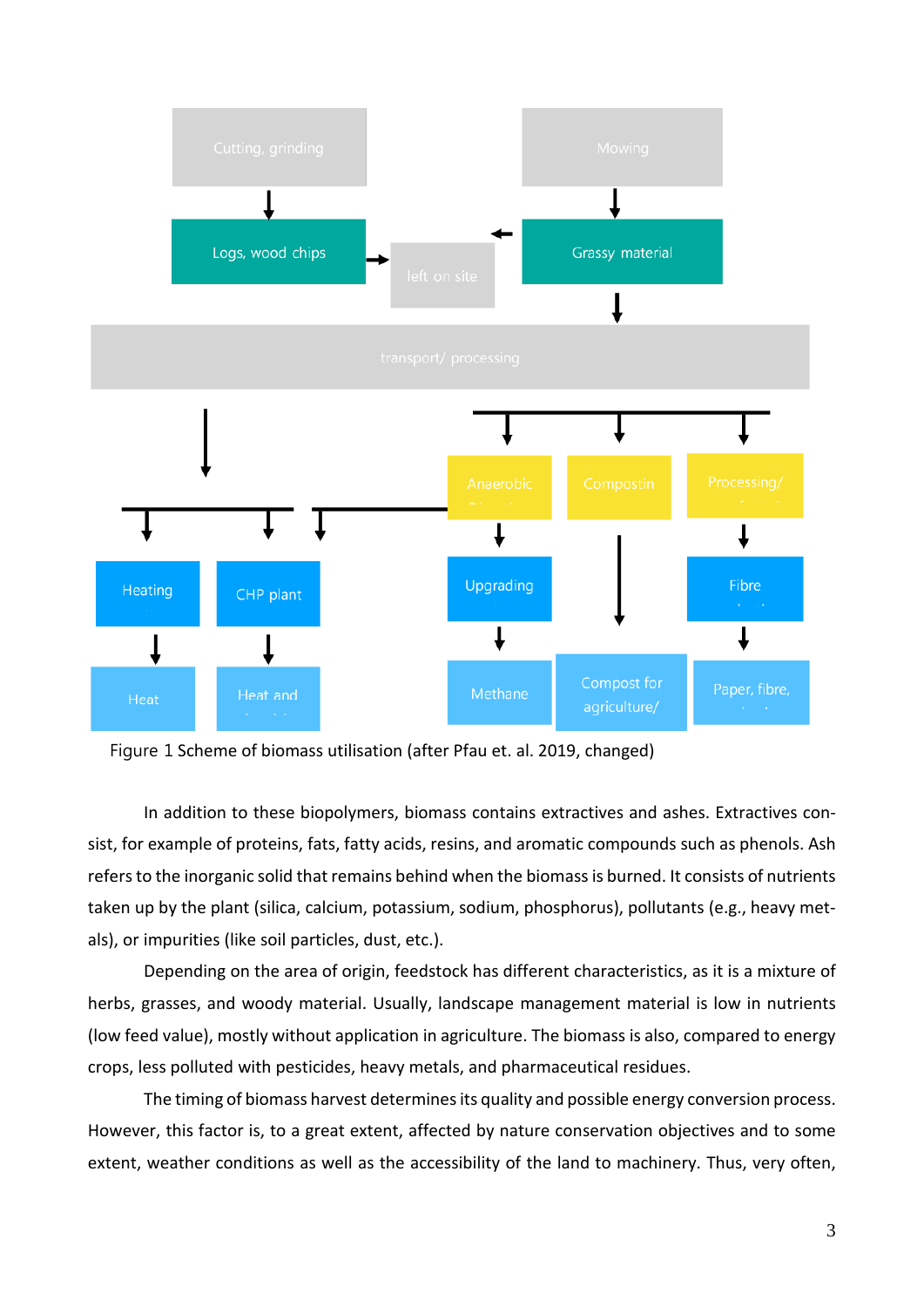Figure 1 Scheme of biomass utilisation (after Pfau et. al. 2019, changed)

In addition to these biopolymers, biomass contains extractives and ashes. Extractives consist, for example of proteins, fats, fatty acids, resins, and aromatic compounds such as phenols. Ash refers to the inorganic solid that remains behind when the biomass is burned. It consists of nutrients taken up by the plant (silica, calcium, potassium, sodium, phosphorus), pollutants (e.g., heavy metals), or impurities (like soil particles, dust, etc.).

Depending on the area of origin, feedstock has different characteristics, as it is a mixture of herbs, grasses, and woody material. Usually, landscape management material is low in nutrients (low feed value), mostly without application in agriculture. The biomass is also, compared to energy crops, less polluted with pesticides, heavy metals, and pharmaceutical residues.

The timing of biomass harvest determines its quality and possible energy conversion process. However, this factor is, to a great extent, affected by nature conservation objectives and to some extent, weather conditions as well as the accessibility of the land to machinery. Thus, very often,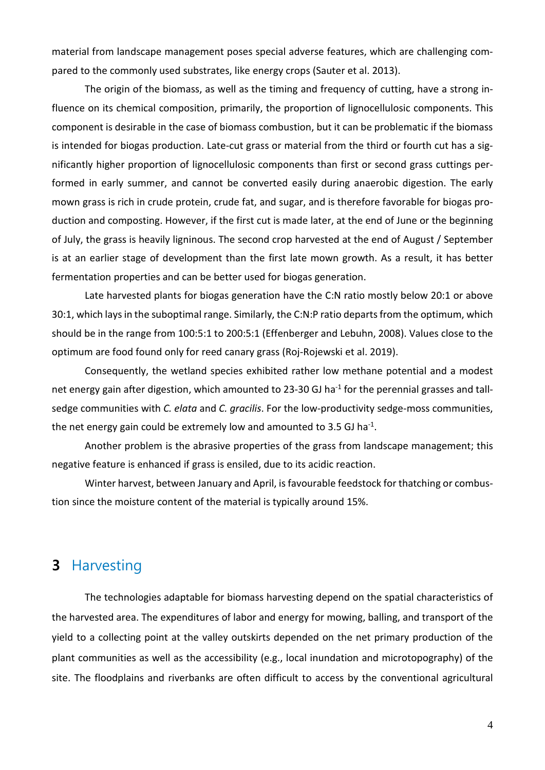material from landscape management poses special adverse features, which are challenging compared to the commonly used substrates, like energy crops (Sauter et al. 2013).

The origin of the biomass, as well as the timing and frequency of cutting, have a strong influence on its chemical composition, primarily, the proportion of lignocellulosic components. This component is desirable in the case of biomass combustion, but it can be problematic if the biomass is intended for biogas production. Late-cut grass or material from the third or fourth cut has a significantly higher proportion of lignocellulosic components than first or second grass cuttings performed in early summer, and cannot be converted easily during anaerobic digestion. The early mown grass is rich in crude protein, crude fat, and sugar, and is therefore favorable for biogas production and composting. However, if the first cut is made later, at the end of June or the beginning of July, the grass is heavily ligninous. The second crop harvested at the end of August / September is at an earlier stage of development than the first late mown growth. As a result, it has better fermentation properties and can be better used for biogas generation.

Late harvested plants for biogas generation have the C:N ratio mostly below 20:1 or above 30:1, which lays in the suboptimal range. Similarly, the C:N:P ratio departs from the optimum, which should be in the range from 100:5:1 to 200:5:1 (Effenberger and Lebuhn, 2008). Values close to the optimum are food found only for reed canary grass (Roj-Rojewski et al. 2019).

Consequently, the wetland species exhibited rather low methane potential and a modest net energy gain after digestion, which amounted to 23-30 GJ $ha^{-1}$ for the perennial grasses and tall-sedge communities with *C. elata* and *C. gracilis*. For the low-productivity sedge-moss communities, the net energy gain could be extremely low and amounted to 3.5 GJ $ha^{-1}$.

Another problem is the abrasive properties of the grass from landscape management; this negative feature is enhanced if grass is ensiled, due to its acidic reaction.

Winter harvest, between January and April, is favourable feedstock for thatching or combustion since the moisture content of the material is typically around 15%.

# 3 Harvesting

The technologies adaptable for biomass harvesting depend on the spatial characteristics of the harvested area. The expenditures of labor and energy for mowing, balling, and transport of the yield to a collecting point at the valley outskirts depended on the net primary production of the plant communities as well as the accessibility (e.g., local inundation and microtopography) of the site. The floodplains and riverbanks are often difficult to access by the conventional agricultural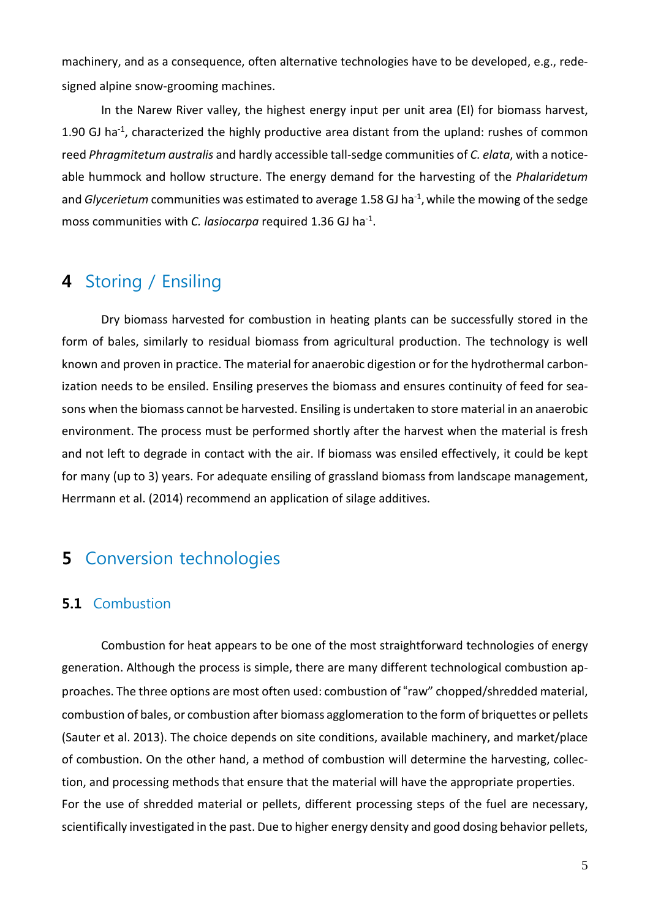machinery, and as a consequence, often alternative technologies have to be developed, e.g., redesigned alpine snow-grooming machines.

In the Narew River valley, the highest energy input per unit area (EI) for biomass harvest, 1.90 GJ $ha^{-1}$, characterized the highly productive area distant from the upland: rushes of common reed *Phragmitetum australis* and hardly accessible tall-sedge communities of *C. elata*, with a noticeable hummock and hollow structure. The energy demand for the harvesting of the *Phalaridetum* and *Glycerietum* communities was estimated to average 1.58 GJ $ha^{-1}$, while the mowing of the sedge moss communities with *C. lasiocarpa* required 1.36 GJ $ha^{-1}$.

# 4 Storing / Ensiling

Dry biomass harvested for combustion in heating plants can be successfully stored in the form of bales, similarly to residual biomass from agricultural production. The technology is well known and proven in practice. The material for anaerobic digestion or for the hydrothermal carbonization needs to be ensiled. Ensiling preserves the biomass and ensures continuity of feed for seasons when the biomass cannot be harvested. Ensiling is undertaken to store material in an anaerobic environment. The process must be performed shortly after the harvest when the material is fresh and not left to degrade in contact with the air. If biomass was ensiled effectively, it could be kept for many (up to 3) years. For adequate ensiling of grassland biomass from landscape management, Herrmann et al. (2014) recommend an application of silage additives.

# 5 Conversion technologies

## 5.1 Combustion

Combustion for heat appears to be one of the most straightforward technologies of energy generation. Although the process is simple, there are many different technological combustion approaches. The three options are most often used: combustion of "raw" chopped/shredded material, combustion of bales, or combustion after biomass agglomeration to the form of briquettes or pellets (Sauter et al. 2013). The choice depends on site conditions, available machinery, and market/place of combustion. On the other hand, a method of combustion will determine the harvesting, collection, and processing methods that ensure that the material will have the appropriate properties.
For the use of shredded material or pellets, different processing steps of the fuel are necessary, scientifically investigated in the past. Due to higher energy density and good dosing behavior pellets,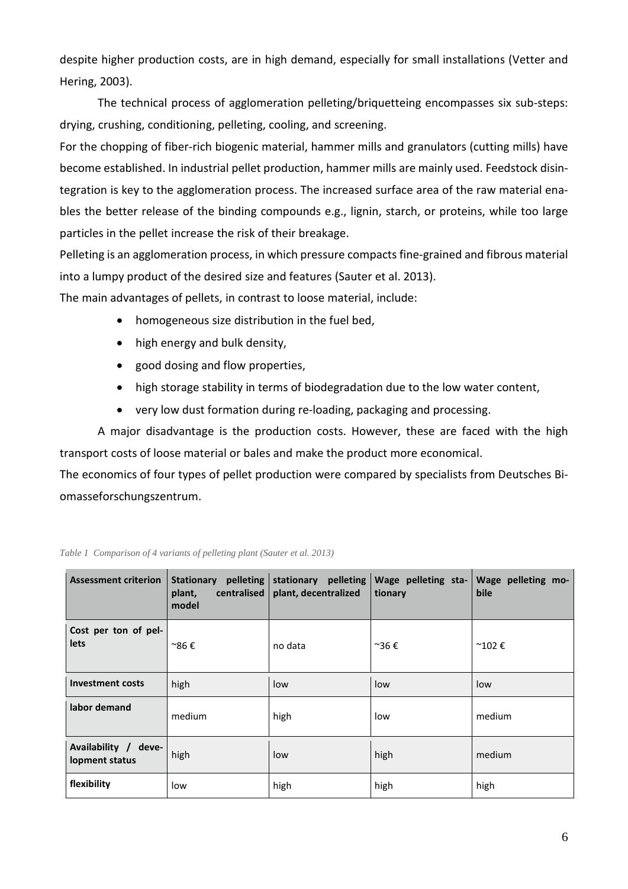despite higher production costs, are in high demand, especially for small installations (Vetter and Hering, 2003).

The technical process of agglomeration pelleting/briquetteing encompasses six sub-steps: drying, crushing, conditioning, pelleting, cooling, and screening.

For the chopping of fiber-rich biogenic material, hammer mills and granulators (cutting mills) have become established. In industrial pellet production, hammer mills are mainly used. Feedstock disintegration is key to the agglomeration process. The increased surface area of the raw material enables the better release of the binding compounds e.g., lignin, starch, or proteins, while too large particles in the pellet increase the risk of their breakage.

Pelleting is an agglomeration process, in which pressure compacts fine-grained and fibrous material into a lumpy product of the desired size and features (Sauter et al. 2013).

The main advantages of pellets, in contrast to loose material, include:

- homogeneous size distribution in the fuel bed,
- high energy and bulk density,
- good dosing and flow properties,
- high storage stability in terms of biodegradation due to the low water content,
- very low dust formation during re-loading, packaging and processing.

A major disadvantage is the production costs. However, these are faced with the high transport costs of loose material or bales and make the product more economical.

The economics of four types of pellet production were compared by specialists from Deutsches Biomasseforschungszentrum.

*Table 1 Comparison of 4 variants of pelleting plant (Sauter et al. 2013)*

| Assessment criterion | Stationary pelleting plant, centralised model | stationary pelleting plant, decentralized | Wage pelleting stationary | Wage pelleting mobile |
| --- | --- | --- | --- | --- |
| Cost per ton of pellets | ~86 € | no data | ~36 € | ~102 € |
| Investment costs | high | low | low | low |
| labor demand | medium | high | low | medium |
| Availability / development status | high | low | high | medium |
| flexibility | low | high | high | high |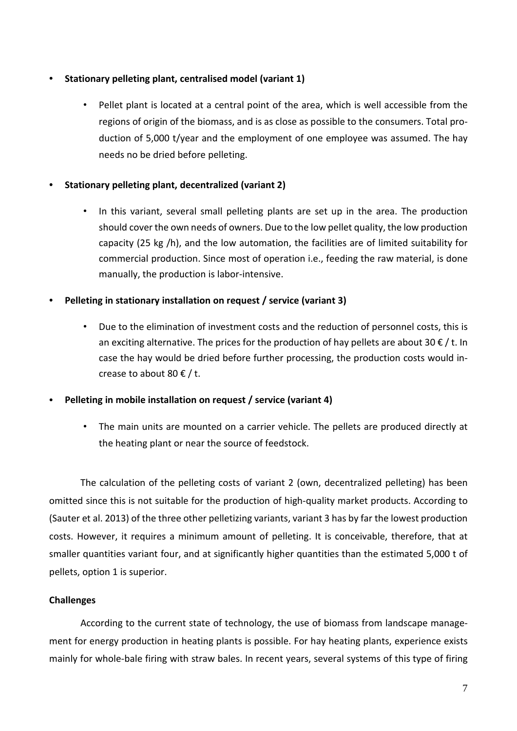- **Stationary pelleting plant, centralised model (variant 1)**
  - Pellet plant is located at a central point of the area, which is well accessible from the regions of origin of the biomass, and is as close as possible to the consumers. Total production of 5,000 t/year and the employment of one employee was assumed. The hay needs no be dried before pelleting.
- **Stationary pelleting plant, decentralized (variant 2)**
  - In this variant, several small pelleting plants are set up in the area. The production should cover the own needs of owners. Due to the low pellet quality, the low production capacity (25 kg /h), and the low automation, the facilities are of limited suitability for commercial production. Since most of operation i.e., feeding the raw material, is done manually, the production is labor-intensive.
- **Pelleting in stationary installation on request / service (variant 3)**
  - Due to the elimination of investment costs and the reduction of personnel costs, this is an exciting alternative. The prices for the production of hay pellets are about 30 € / t. In case the hay would be dried before further processing, the production costs would increase to about 80 € / t.
- **Pelleting in mobile installation on request / service (variant 4)**
  - The main units are mounted on a carrier vehicle. The pellets are produced directly at the heating plant or near the source of feedstock.

The calculation of the pelleting costs of variant 2 (own, decentralized pelleting) has been omitted since this is not suitable for the production of high-quality market products. According to (Sauter et al. 2013) of the three other pelletizing variants, variant 3 has by far the lowest production costs. However, it requires a minimum amount of pelleting. It is conceivable, therefore, that at smaller quantities variant four, and at significantly higher quantities than the estimated 5,000 t of pellets, option 1 is superior.

**Challenges**

According to the current state of technology, the use of biomass from landscape management for energy production in heating plants is possible. For hay heating plants, experience exists mainly for whole-bale firing with straw bales. In recent years, several systems of this type of firing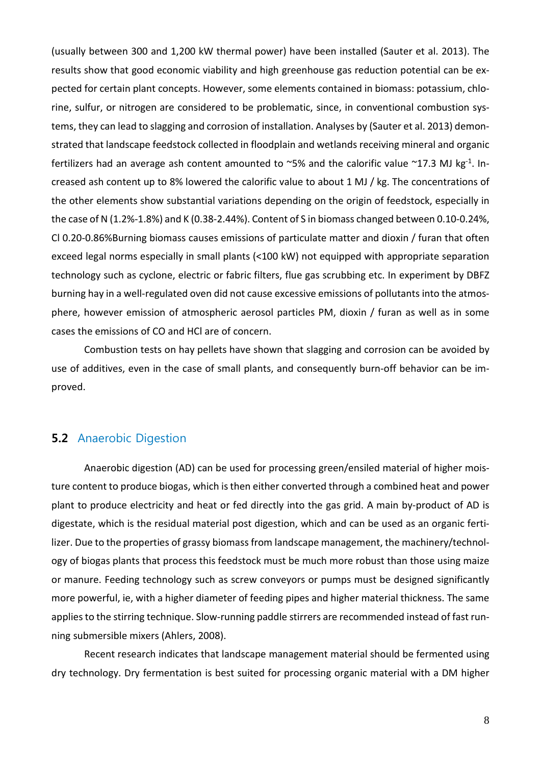(usually between 300 and 1,200 kW thermal power) have been installed (Sauter et al. 2013). The results show that good economic viability and high greenhouse gas reduction potential can be expected for certain plant concepts. However, some elements contained in biomass: potassium, chlorine, sulfur, or nitrogen are considered to be problematic, since, in conventional combustion systems, they can lead to slagging and corrosion of installation. Analyses by (Sauter et al. 2013) demonstrated that landscape feedstock collected in floodplain and wetlands receiving mineral and organic fertilizers had an average ash content amounted to ~5% and the calorific value ~17.3 MJ $kg^{-1}$. Increased ash content up to 8% lowered the calorific value to about 1 MJ / kg. The concentrations of the other elements show substantial variations depending on the origin of feedstock, especially in the case of N (1.2%-1.8%) and K (0.38-2.44%). Content of S in biomass changed between 0.10-0.24%, Cl 0.20-0.86%Burning biomass causes emissions of particulate matter and dioxin / furan that often exceed legal norms especially in small plants (<100 kW) not equipped with appropriate separation technology such as cyclone, electric or fabric filters, flue gas scrubbing etc. In experiment by DBFZ burning hay in a well-regulated oven did not cause excessive emissions of pollutants into the atmosphere, however emission of atmospheric aerosol particles PM, dioxin / furan as well as in some cases the emissions of CO and HCl are of concern.

Combustion tests on hay pellets have shown that slagging and corrosion can be avoided by use of additives, even in the case of small plants, and consequently burn-off behavior can be improved.

## 5.2 Anaerobic Digestion

Anaerobic digestion (AD) can be used for processing green/ensiled material of higher moisture content to produce biogas, which is then either converted through a combined heat and power plant to produce electricity and heat or fed directly into the gas grid. A main by-product of AD is digestate, which is the residual material post digestion, which and can be used as an organic fertilizer. Due to the properties of grassy biomass from landscape management, the machinery/technology of biogas plants that process this feedstock must be much more robust than those using maize or manure. Feeding technology such as screw conveyors or pumps must be designed significantly more powerful, ie, with a higher diameter of feeding pipes and higher material thickness. The same applies to the stirring technique. Slow-running paddle stirrers are recommended instead of fast running submersible mixers (Ahlers, 2008).

Recent research indicates that landscape management material should be fermented using dry technology. Dry fermentation is best suited for processing organic material with a DM higher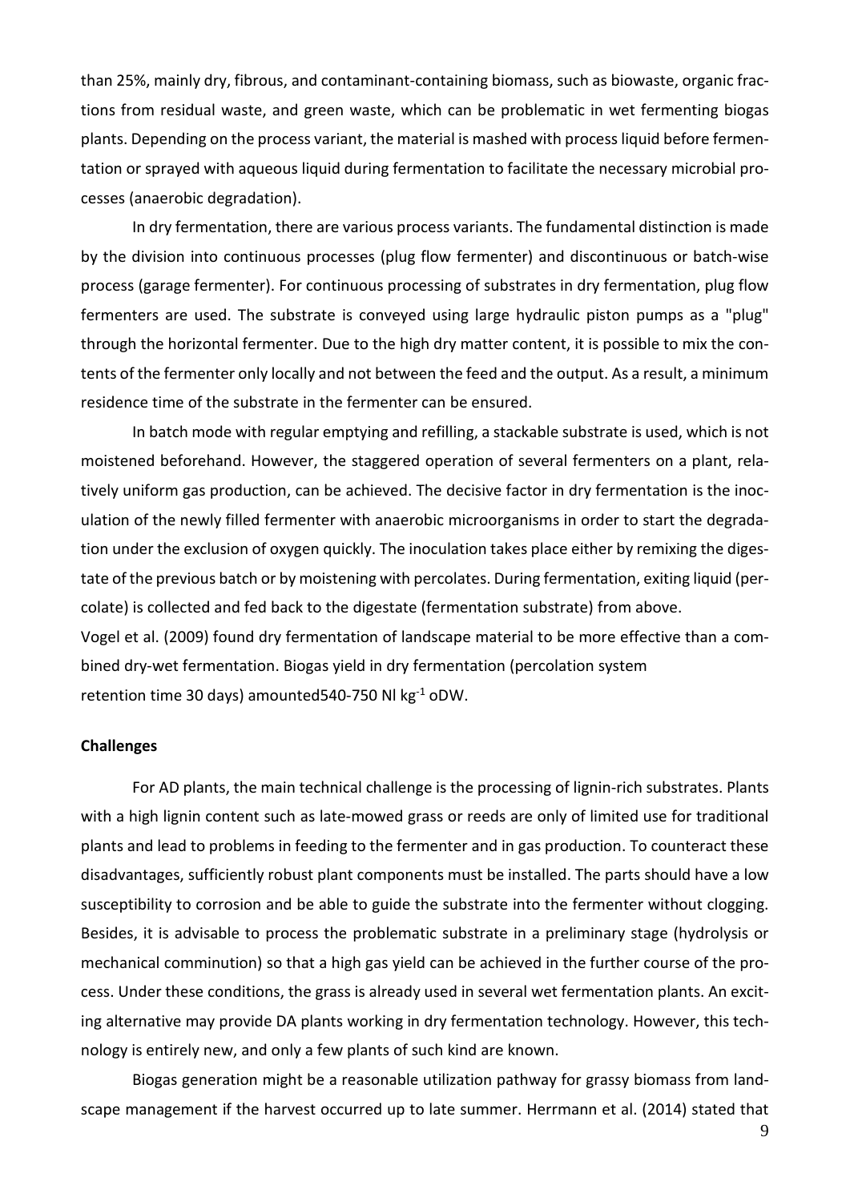than 25%, mainly dry, fibrous, and contaminant-containing biomass, such as biowaste, organic fractions from residual waste, and green waste, which can be problematic in wet fermenting biogas plants. Depending on the process variant, the material is mashed with process liquid before fermentation or sprayed with aqueous liquid during fermentation to facilitate the necessary microbial processes (anaerobic degradation).

In dry fermentation, there are various process variants. The fundamental distinction is made by the division into continuous processes (plug flow fermenter) and discontinuous or batch-wise process (garage fermenter). For continuous processing of substrates in dry fermentation, plug flow fermenters are used. The substrate is conveyed using large hydraulic piston pumps as a "plug" through the horizontal fermenter. Due to the high dry matter content, it is possible to mix the contents of the fermenter only locally and not between the feed and the output. As a result, a minimum residence time of the substrate in the fermenter can be ensured.

In batch mode with regular emptying and refilling, a stackable substrate is used, which is not moistened beforehand. However, the staggered operation of several fermenters on a plant, relatively uniform gas production, can be achieved. The decisive factor in dry fermentation is the inoculation of the newly filled fermenter with anaerobic microorganisms in order to start the degradation under the exclusion of oxygen quickly. The inoculation takes place either by remixing the digestate of the previous batch or by moistening with percolates. During fermentation, exiting liquid (percolate) is collected and fed back to the digestate (fermentation substrate) from above.

Vogel et al. (2009) found dry fermentation of landscape material to be more effective than a combined dry-wet fermentation. Biogas yield in dry fermentation (percolation system retention time 30 days) amounted540-750 Nl kg$^{-1}$ oDW.

**Challenges**

For AD plants, the main technical challenge is the processing of lignin-rich substrates. Plants with a high lignin content such as late-mowed grass or reeds are only of limited use for traditional plants and lead to problems in feeding to the fermenter and in gas production. To counteract these disadvantages, sufficiently robust plant components must be installed. The parts should have a low susceptibility to corrosion and be able to guide the substrate into the fermenter without clogging. Besides, it is advisable to process the problematic substrate in a preliminary stage (hydrolysis or mechanical comminution) so that a high gas yield can be achieved in the further course of the process. Under these conditions, the grass is already used in several wet fermentation plants. An exciting alternative may provide DA plants working in dry fermentation technology. However, this technology is entirely new, and only a few plants of such kind are known.

Biogas generation might be a reasonable utilization pathway for grassy biomass from landscape management if the harvest occurred up to late summer. Herrmann et al. (2014) stated that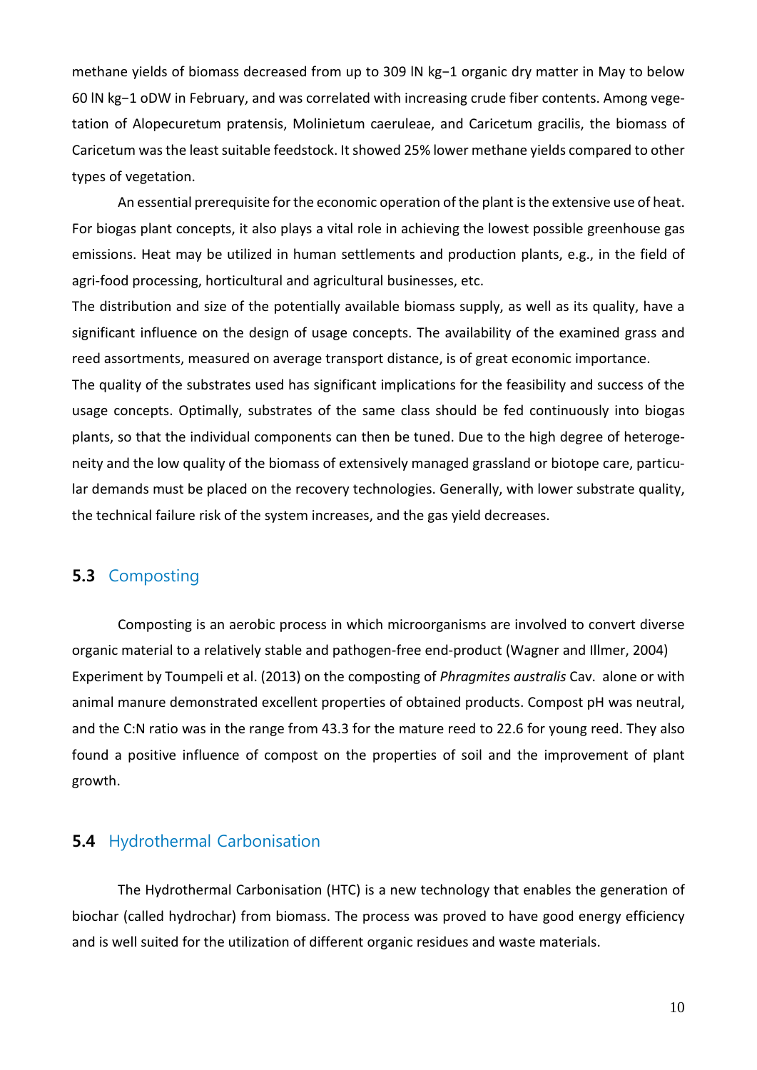methane yields of biomass decreased from up to 309 lN kg−1 organic dry matter in May to below 60 lN kg−1 oDW in February, and was correlated with increasing crude fiber contents. Among vegetation of Alopecuretum pratensis, Molinietum caeruleae, and Caricetum gracilis, the biomass of Caricetum was the least suitable feedstock. It showed 25% lower methane yields compared to other types of vegetation.

An essential prerequisite for the economic operation of the plant is the extensive use of heat. For biogas plant concepts, it also plays a vital role in achieving the lowest possible greenhouse gas emissions. Heat may be utilized in human settlements and production plants, e.g., in the field of agri-food processing, horticultural and agricultural businesses, etc.

The distribution and size of the potentially available biomass supply, as well as its quality, have a significant influence on the design of usage concepts. The availability of the examined grass and reed assortments, measured on average transport distance, is of great economic importance.

The quality of the substrates used has significant implications for the feasibility and success of the usage concepts. Optimally, substrates of the same class should be fed continuously into biogas plants, so that the individual components can then be tuned. Due to the high degree of heterogeneity and the low quality of the biomass of extensively managed grassland or biotope care, particular demands must be placed on the recovery technologies. Generally, with lower substrate quality, the technical failure risk of the system increases, and the gas yield decreases.

## 5.3 Composting

Composting is an aerobic process in which microorganisms are involved to convert diverse organic material to a relatively stable and pathogen-free end-product (Wagner and Illmer, 2004) Experiment by Toumpeli et al. (2013) on the composting of *Phragmites australis* Cav. alone or with animal manure demonstrated excellent properties of obtained products. Compost pH was neutral, and the C:N ratio was in the range from 43.3 for the mature reed to 22.6 for young reed. They also found a positive influence of compost on the properties of soil and the improvement of plant growth.

## 5.4 Hydrothermal Carbonisation

The Hydrothermal Carbonisation (HTC) is a new technology that enables the generation of biochar (called hydrochar) from biomass. The process was proved to have good energy efficiency and is well suited for the utilization of different organic residues and waste materials.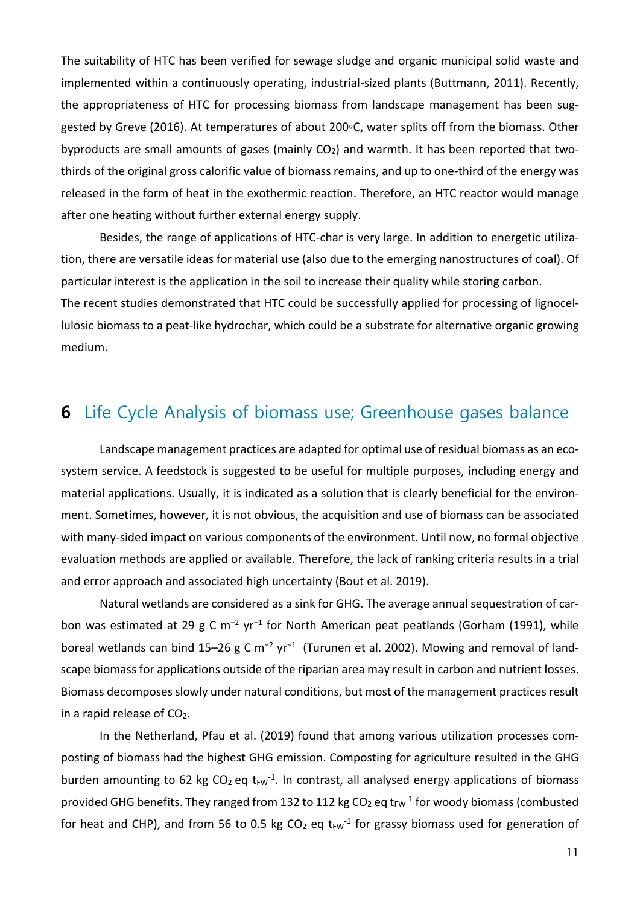The suitability of HTC has been verified for sewage sludge and organic municipal solid waste and implemented within a continuously operating, industrial-sized plants (Buttmann, 2011). Recently, the appropriateness of HTC for processing biomass from landscape management has been suggested by Greve (2016). At temperatures of about 200◦C, water splits off from the biomass. Other byproducts are small amounts of gases (mainly $CO_2$) and warmth. It has been reported that two-thirds of the original gross calorific value of biomass remains, and up to one-third of the energy was released in the form of heat in the exothermic reaction. Therefore, an HTC reactor would manage after one heating without further external energy supply.

Besides, the range of applications of HTC-char is very large. In addition to energetic utilization, there are versatile ideas for material use (also due to the emerging nanostructures of coal). Of particular interest is the application in the soil to increase their quality while storing carbon.

The recent studies demonstrated that HTC could be successfully applied for processing of lignocellulosic biomass to a peat-like hydrochar, which could be a substrate for alternative organic growing medium.

# 6 Life Cycle Analysis of biomass use; Greenhouse gases balance

Landscape management practices are adapted for optimal use of residual biomass as an ecosystem service. A feedstock is suggested to be useful for multiple purposes, including energy and material applications. Usually, it is indicated as a solution that is clearly beneficial for the environment. Sometimes, however, it is not obvious, the acquisition and use of biomass can be associated with many-sided impact on various components of the environment. Until now, no formal objective evaluation methods are applied or available. Therefore, the lack of ranking criteria results in a trial and error approach and associated high uncertainty (Bout et al. 2019).

Natural wetlands are considered as a sink for GHG. The average annual sequestration of carbon was estimated at 29 g C $m^{-2}$ $yr^{-1}$ for North American peat peatlands (Gorham (1991), while boreal wetlands can bind 15–26 g C $m^{-2}$ $yr^{-1}$ (Turunen et al. 2002). Mowing and removal of landscape biomass for applications outside of the riparian area may result in carbon and nutrient losses. Biomass decomposes slowly under natural conditions, but most of the management practices result in a rapid release of $CO_2$.

In the Netherland, Pfau et al. (2019) found that among various utilization processes composting of biomass had the highest GHG emission. Composting for agriculture resulted in the GHG burden amounting to 62 kg $CO_2$ eq $t_{FW}^{-1}$. In contrast, all analysed energy applications of biomass provided GHG benefits. They ranged from 132 to 112 kg $CO_2$ eq $t_{FW}^{-1}$ for woody biomass (combusted for heat and CHP), and from 56 to 0.5 kg $CO_2$ eq $t_{FW}^{-1}$ for grassy biomass used for generation of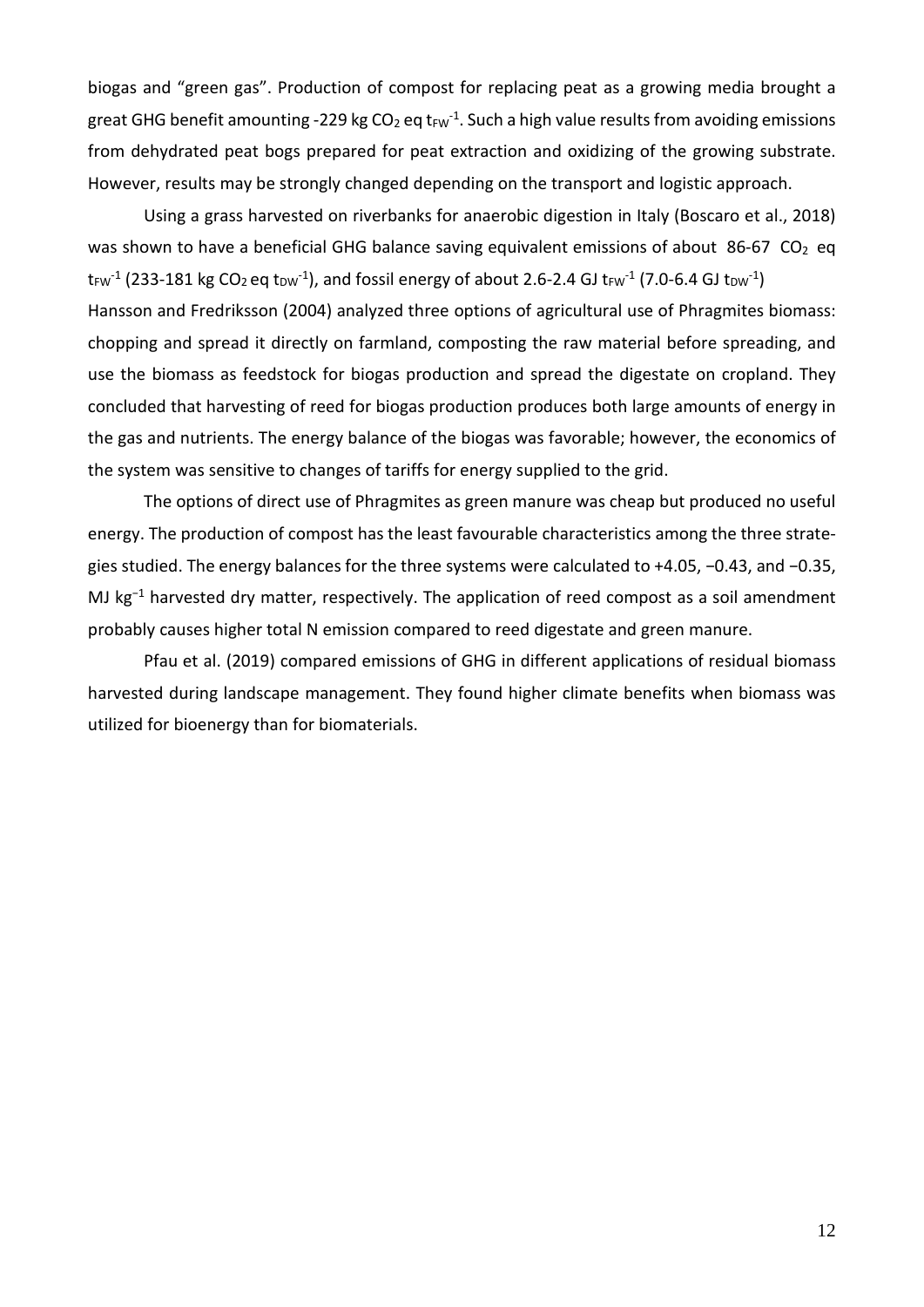biogas and "green gas". Production of compost for replacing peat as a growing media brought a great GHG benefit amounting -229 kg $CO_2$ eq $t_{FW}^{-1}$. Such a high value results from avoiding emissions from dehydrated peat bogs prepared for peat extraction and oxidizing of the growing substrate. However, results may be strongly changed depending on the transport and logistic approach.

Using a grass harvested on riverbanks for anaerobic digestion in Italy (Boscaro et al., 2018) was shown to have a beneficial GHG balance saving equivalent emissions of about 86-67 $CO_2$ eq $t_{FW}^{-1}$ (233-181 kg $CO_2$ eq $t_{DW}^{-1}$), and fossil energy of about 2.6-2.4 GJ $t_{FW}^{-1}$ (7.0-6.4 GJ $t_{DW}^{-1}$) Hansson and Fredriksson (2004) analyzed three options of agricultural use of Phragmites biomass: chopping and spread it directly on farmland, composting the raw material before spreading, and use the biomass as feedstock for biogas production and spread the digestate on cropland. They concluded that harvesting of reed for biogas production produces both large amounts of energy in the gas and nutrients. The energy balance of the biogas was favorable; however, the economics of the system was sensitive to changes of tariffs for energy supplied to the grid.

The options of direct use of Phragmites as green manure was cheap but produced no useful energy. The production of compost has the least favourable characteristics among the three strategies studied. The energy balances for the three systems were calculated to +4.05, −0.43, and −0.35, MJ $kg^{-1}$ harvested dry matter, respectively. The application of reed compost as a soil amendment probably causes higher total N emission compared to reed digestate and green manure.

Pfau et al. (2019) compared emissions of GHG in different applications of residual biomass harvested during landscape management. They found higher climate benefits when biomass was utilized for bioenergy than for biomaterials.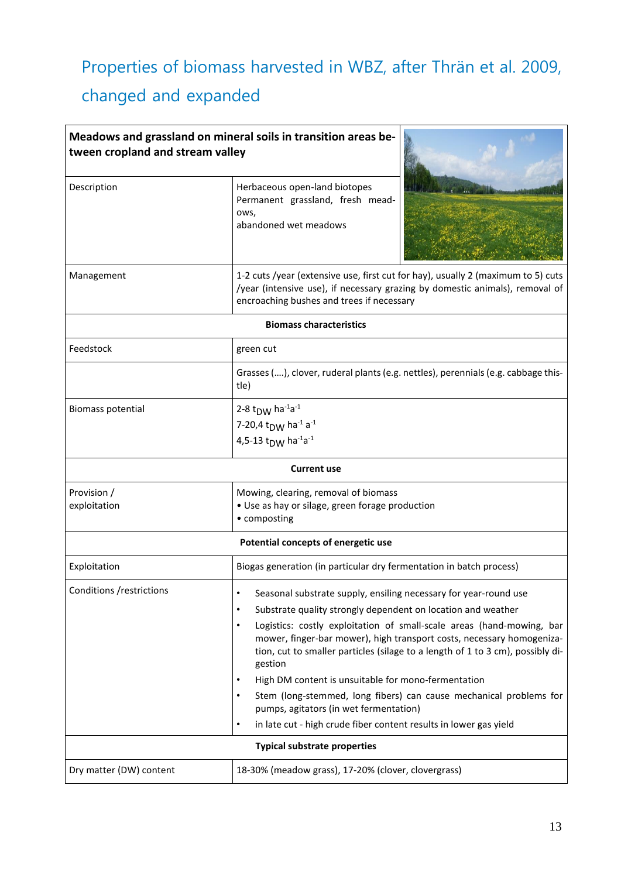## Properties of biomass harvested in WBZ, after Thrän et al. 2009, changed and expanded

| **Meadows and grassland on mineral soils in transition areas between cropland and stream valley** | |
|---|---|
| Description | Herbaceous open-land biotopes<br>Permanent grassland, fresh meadows,<br>abandoned wet meadows |
| Management | 1-2 cuts /year (extensive use, first cut for hay), usually 2 (maximum to 5) cuts /year (intensive use), if necessary grazing by domestic animals), removal of encroaching bushes and trees if necessary |
| **Biomass characteristics** | |
| Feedstock | green cut |
| | Grasses (….), clover, ruderal plants (e.g. nettles), perennials (e.g. cabbage thistle) |
| Biomass potential | 2-8 $t_{DW}$ $ha^{-1}a^{-1}$<br>7-20,4 $t_{DW}$ $ha^{-1}$ $a^{-1}$<br>4,5-13 $t_{DW}$ $ha^{-1}a^{-1}$ |
| **Current use** | |
| Provision / exploitation | Mowing, clearing, removal of biomass<br>• Use as hay or silage, green forage production<br>• composting |
| **Potential concepts of energetic use** | |
| Exploitation | Biogas generation (in particular dry fermentation in batch process) |
| Conditions /restrictions | • Seasonal substrate supply, ensiling necessary for year-round use<br>• Substrate quality strongly dependent on location and weather<br>• Logistics: costly exploitation of small-scale areas (hand-mowing, bar mower, finger-bar mower), high transport costs, necessary homogenization, cut to smaller particles (silage to a length of 1 to 3 cm), possibly digestion<br>• High DM content is unsuitable for mono-fermentation<br>• Stem (long-stemmed, long fibers) can cause mechanical problems for pumps, agitators (in wet fermentation)<br>• in late cut - high crude fiber content results in lower gas yield |
| **Typical substrate properties** | |
| Dry matter (DW) content | 18-30% (meadow grass), 17-20% (clover, clovergrass) |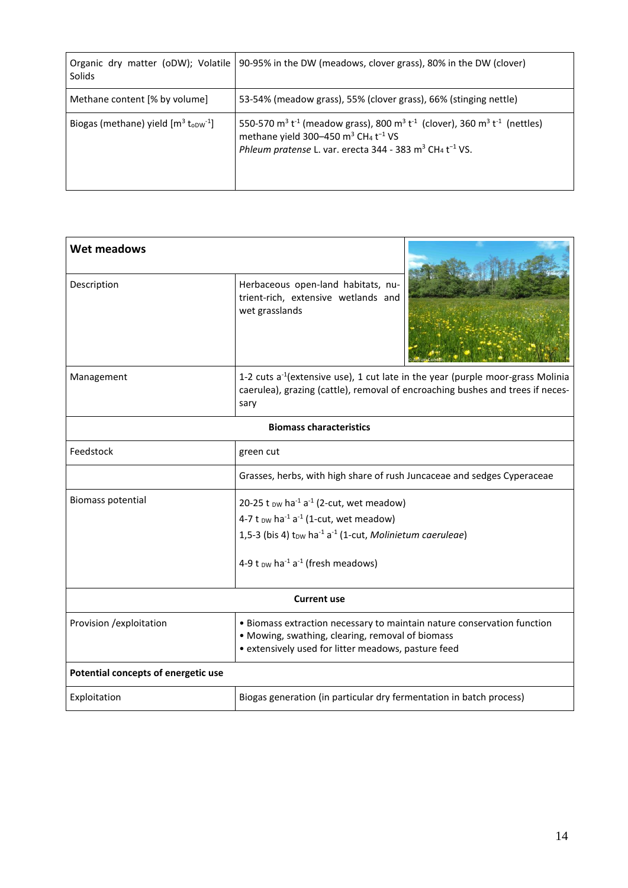| | |
|---|---|
| Organic dry matter (oDW); Volatile Solids | 90-95% in the DW (meadows, clover grass), 80% in the DW (clover) |
| Methane content [% by volume] | 53-54% (meadow grass), 55% (clover grass), 66% (stinging nettle) |
| Biogas (methane) yield [$m^3\ t_{oDW}^{-1}$] | 550-570 $m^3\ t^{-1}$ (meadow grass), 800 $m^3\ t^{-1}$ (clover), 360 $m^3\ t^{-1}$ (nettles) methane yield 300–450 $m^3\ CH_4\ t^{-1}$ VS *Phleum pratense* L. var. erecta 344 - 383 $m^3\ CH_4\ t^{-1}$ VS. |

| **Wet meadows** | |
|---|---|
| Description | Herbaceous open-land habitats, nutrient-rich, extensive wetlands and wet grasslands |
| Management | 1-2 cuts $a^{-1}$(extensive use), 1 cut late in the year (purple moor-grass Molinia caerulea), grazing (cattle), removal of encroaching bushes and trees if necessary |
| **Biomass characteristics** | |
| Feedstock | green cut |
| | Grasses, herbs, with high share of rush Juncaceae and sedges Cyperaceae |
| Biomass potential | 20-25 $t_{DW}\ ha^{-1}\ a^{-1}$ (2-cut, wet meadow)<br>4-7 $t_{DW}\ ha^{-1}\ a^{-1}$ (1-cut, wet meadow)<br>1,5-3 (bis 4) $t_{DW}\ ha^{-1}\ a^{-1}$ (1-cut, *Molinietum caeruleae*)<br><br>4-9 $t_{DW}\ ha^{-1}\ a^{-1}$ (fresh meadows) |
| **Current use** | |
| Provision /exploitation | • Biomass extraction necessary to maintain nature conservation function<br>• Mowing, swathing, clearing, removal of biomass<br>• extensively used for litter meadows, pasture feed |
| **Potential concepts of energetic use** | |
| Exploitation | Biogas generation (in particular dry fermentation in batch process) |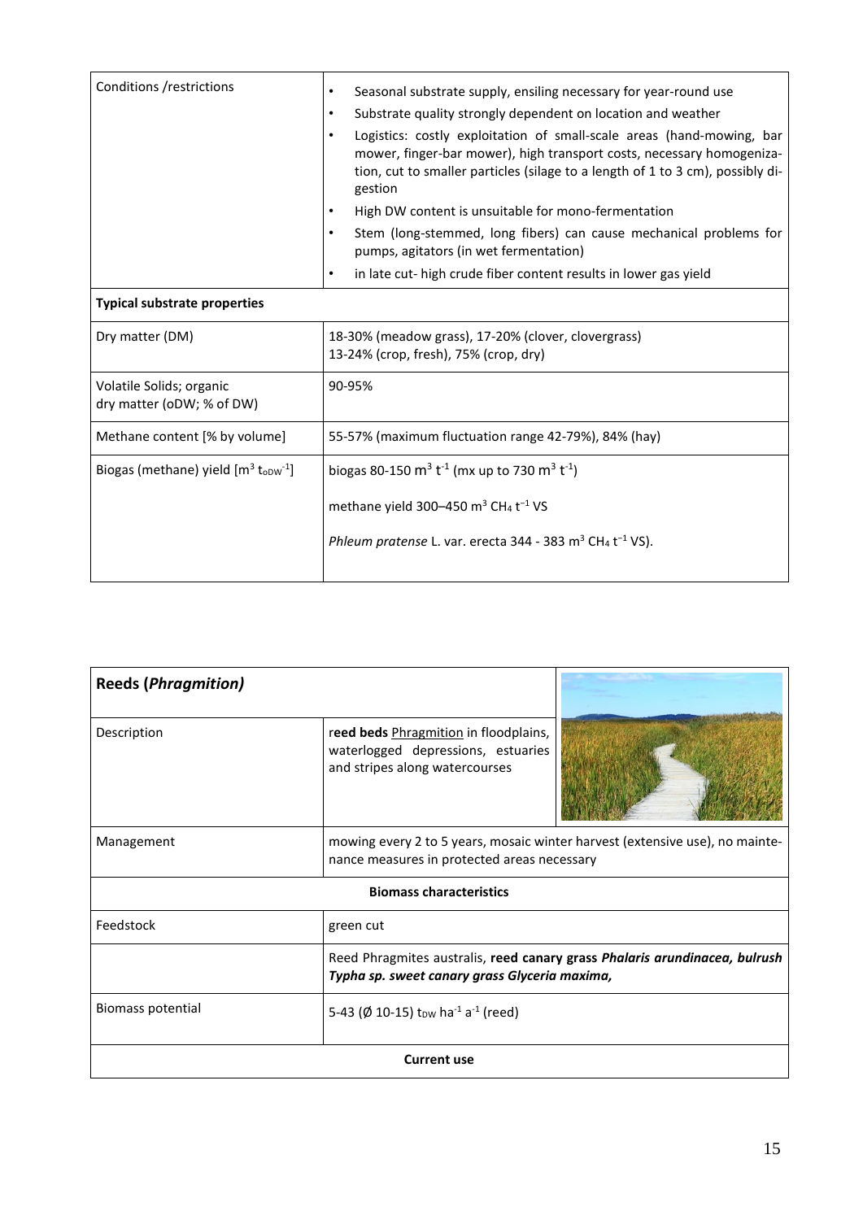| Conditions /restrictions | • Seasonal substrate supply, ensiling necessary for year-round use<br>• Substrate quality strongly dependent on location and weather<br>• Logistics: costly exploitation of small-scale areas (hand-mowing, bar mower, finger-bar mower), high transport costs, necessary homogeniza-tion, cut to smaller particles (silage to a length of 1 to 3 cm), possibly di-gestion<br>• High DW content is unsuitable for mono-fermentation<br>• Stem (long-stemmed, long fibers) can cause mechanical problems for pumps, agitators (in wet fermentation)<br>• in late cut- high crude fiber content results in lower gas yield |
|---|---|
| **Typical substrate properties** | |
| Dry matter (DM) | 18-30% (meadow grass), 17-20% (clover, clovergrass)<br>13-24% (crop, fresh), 75% (crop, dry) |
| Volatile Solids; organic dry matter (oDW; % of DW) | 90-95% |
| Methane content [% by volume] | 55-57% (maximum fluctuation range 42-79%), 84% (hay) |
| Biogas (methane) yield [$m^3\ t_{oDW}^{-1}$] | biogas 80-150 $m^3\ t^{-1}$ (mx up to 730 $m^3\ t^{-1}$)<br><br>methane yield 300–450 $m^3\ CH_4\ t^{-1}$ VS<br><br>*Phleum pratense* L. var. erecta 344 - 383 $m^3\ CH_4\ t^{-1}$ VS). |

| **Reeds (*Phragmition)*** | |
|---|---|
| Description | r**eed beds** Phragmition in floodplains, waterlogged depressions, estuaries and stripes along watercourses |
| Management | mowing every 2 to 5 years, mosaic winter harvest (extensive use), no mainte-nance measures in protected areas necessary |
| **Biomass characteristics** | |
| Feedstock | green cut |
| | Reed Phragmites australis, **reed canary grass *Phalaris arundinacea*, bulrush *Typha sp. sweet canary grass Glyceria maxima,*** |
| Biomass potential | 5-43 (Ø 10-15) $t_{DW}\ ha^{-1}\ a^{-1}$ (reed) |
| **Current use** | |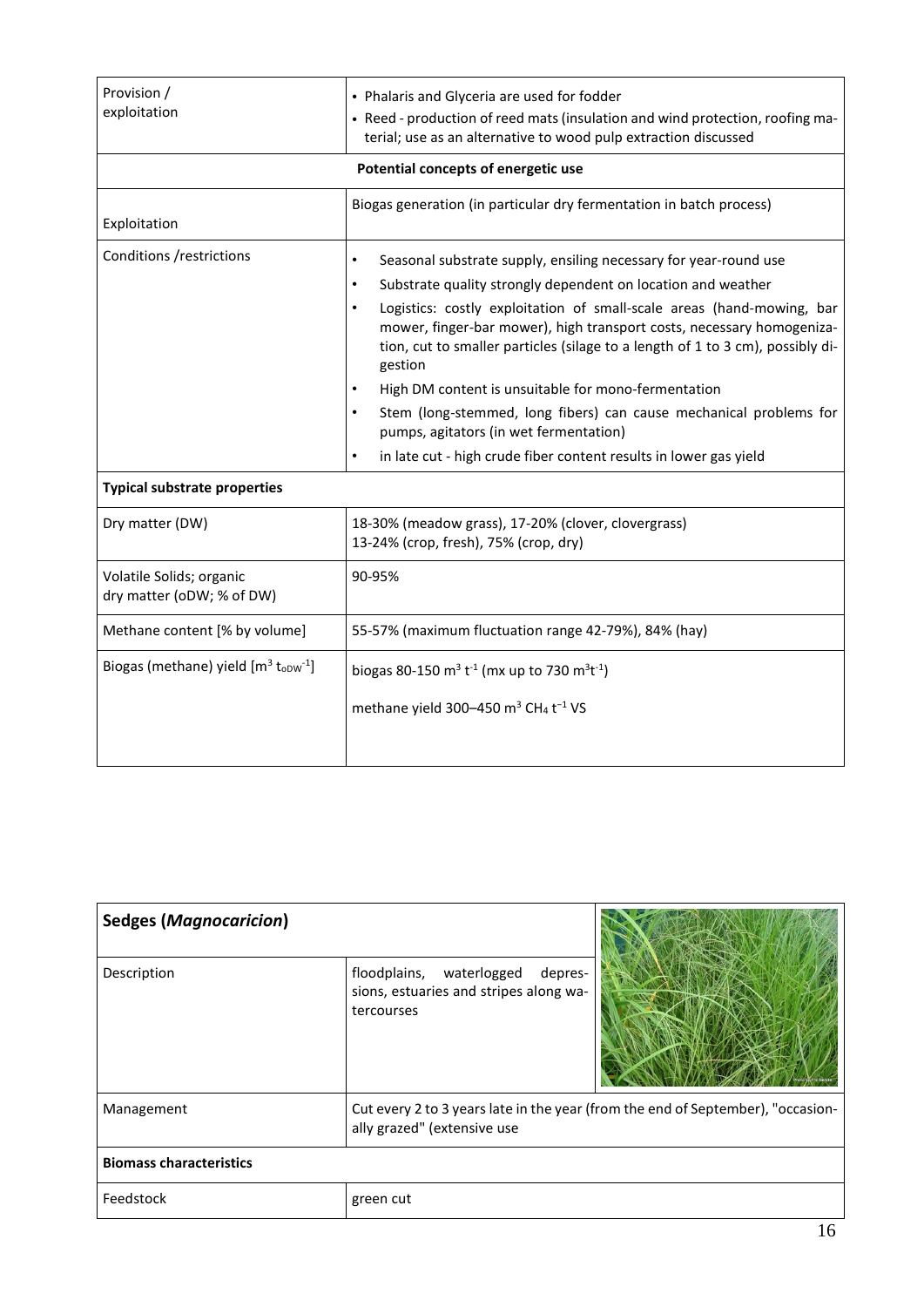| Provision / exploitation | • Phalaris and Glyceria are used for fodder<br>• Reed - production of reed mats (insulation and wind protection, roofing material; use as an alternative to wood pulp extraction discussed |
|---|---|
| **Potential concepts of energetic use** | |
| Exploitation | Biogas generation (in particular dry fermentation in batch process) |
| Conditions /restrictions | • Seasonal substrate supply, ensiling necessary for year-round use<br>• Substrate quality strongly dependent on location and weather<br>• Logistics: costly exploitation of small-scale areas (hand-mowing, bar mower, finger-bar mower), high transport costs, necessary homogenization, cut to smaller particles (silage to a length of 1 to 3 cm), possibly digestion<br>• High DM content is unsuitable for mono-fermentation<br>• Stem (long-stemmed, long fibers) can cause mechanical problems for pumps, agitators (in wet fermentation)<br>• in late cut - high crude fiber content results in lower gas yield |
| **Typical substrate properties** | |
| Dry matter (DW) | 18-30% (meadow grass), 17-20% (clover, clovergrass)<br>13-24% (crop, fresh), 75% (crop, dry) |
| Volatile Solids; organic dry matter (oDW; % of DW) | 90-95% |
| Methane content [% by volume] | 55-57% (maximum fluctuation range 42-79%), 84% (hay) |
| Biogas (methane) yield [$m^3$ $t_{oDW}^{-1}$] | biogas 80-150 $m^3$ $t^{-1}$ (mx up to 730 $m^3 t^{-1}$)<br><br>methane yield 300–450 $m^3$ $CH_4$ $t^{-1}$ VS |

| **Sedges (*Magnocaricion*)** | |
|---|---|
| Description | floodplains, waterlogged depressions, estuaries and stripes along watercourses |
| Management | Cut every 2 to 3 years late in the year (from the end of September), "occasionally grazed" (extensive use |
| **Biomass characteristics** | |
| Feedstock | green cut |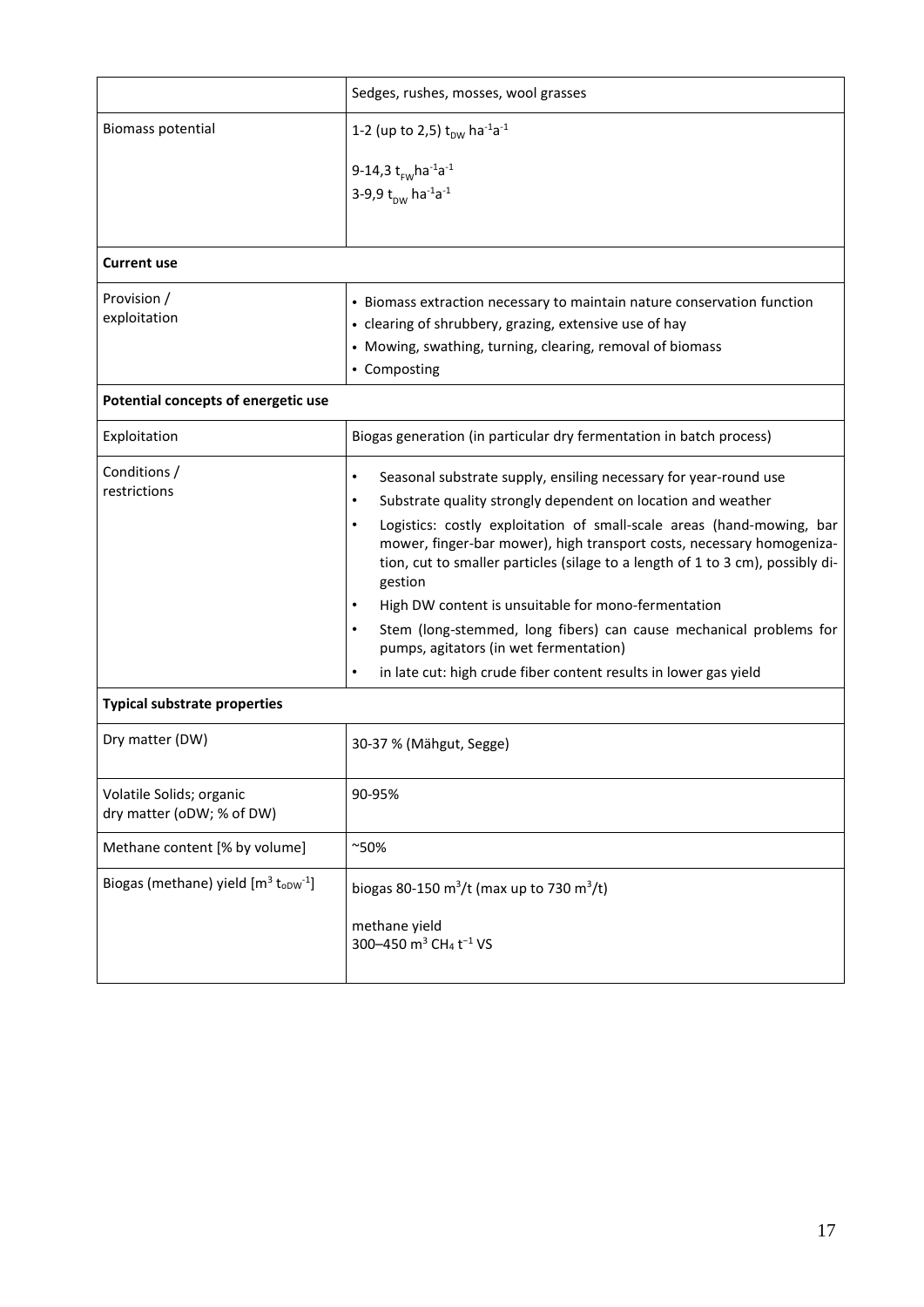|  | Sedges, rushes, mosses, wool grasses |
|---|---|
| Biomass potential | 1-2 (up to 2,5) $t_{DW}$ $ha^{-1}a^{-1}$<br><br>9-14,3 $t_{FW}ha^{-1}a^{-1}$<br>3-9,9 $t_{DW}$ $ha^{-1}a^{-1}$ |
| **Current use** | |
| Provision / exploitation | • Biomass extraction necessary to maintain nature conservation function<br>• clearing of shrubbery, grazing, extensive use of hay<br>• Mowing, swathing, turning, clearing, removal of biomass<br>• Composting |
| **Potential concepts of energetic use** | |
| Exploitation | Biogas generation (in particular dry fermentation in batch process) |
| Conditions / restrictions | • Seasonal substrate supply, ensiling necessary for year-round use<br>• Substrate quality strongly dependent on location and weather<br>• Logistics: costly exploitation of small-scale areas (hand-mowing, bar mower, finger-bar mower), high transport costs, necessary homogenization, cut to smaller particles (silage to a length of 1 to 3 cm), possibly digestion<br>• High DW content is unsuitable for mono-fermentation<br>• Stem (long-stemmed, long fibers) can cause mechanical problems for pumps, agitators (in wet fermentation)<br>• in late cut: high crude fiber content results in lower gas yield |
| **Typical substrate properties** | |
| Dry matter (DW) | 30-37 % (Mähgut, Segge) |
| Volatile Solids; organic dry matter (oDW; % of DW) | 90-95% |
| Methane content [% by volume] | ~50% |
| Biogas (methane) yield [$m^3$ $t_{oDW}^{-1}$] | biogas 80-150 $m^3/t$ (max up to 730 $m^3/t$)<br><br>methane yield<br>300–450 $m^3$ $CH_4$ $t^{-1}$ VS |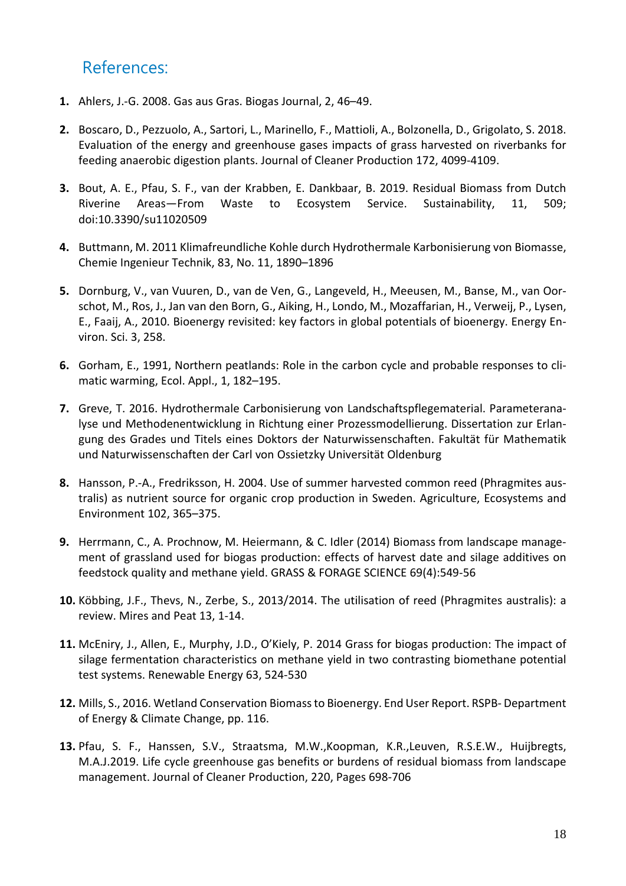## References:

1. Ahlers, J.-G. 2008. Gas aus Gras. Biogas Journal, 2, 46–49.

2. Boscaro, D., Pezzuolo, A., Sartori, L., Marinello, F., Mattioli, A., Bolzonella, D., Grigolato, S. 2018. Evaluation of the energy and greenhouse gases impacts of grass harvested on riverbanks for feeding anaerobic digestion plants. Journal of Cleaner Production 172, 4099-4109.

3. Bout, A. E., Pfau, S. F., van der Krabben, E. Dankbaar, B. 2019. Residual Biomass from Dutch Riverine Areas—From Waste to Ecosystem Service. Sustainability, 11, 509; doi:10.3390/su11020509

4. Buttmann, M. 2011 Klimafreundliche Kohle durch Hydrothermale Karbonisierung von Biomasse, Chemie Ingenieur Technik, 83, No. 11, 1890–1896

5. Dornburg, V., van Vuuren, D., van de Ven, G., Langeveld, H., Meeusen, M., Banse, M., van Oorschot, M., Ros, J., Jan van den Born, G., Aiking, H., Londo, M., Mozaffarian, H., Verweij, P., Lysen, E., Faaij, A., 2010. Bioenergy revisited: key factors in global potentials of bioenergy. Energy Environ. Sci. 3, 258.

6. Gorham, E., 1991, Northern peatlands: Role in the carbon cycle and probable responses to climatic warming, Ecol. Appl., 1, 182–195.

7. Greve, T. 2016. Hydrothermale Carbonisierung von Landschaftspflegematerial. Parameteranalyse und Methodenentwicklung in Richtung einer Prozessmodellierung. Dissertation zur Erlangung des Grades und Titels eines Doktors der Naturwissenschaften. Fakultät für Mathematik und Naturwissenschaften der Carl von Ossietzky Universität Oldenburg

8. Hansson, P.-A., Fredriksson, H. 2004. Use of summer harvested common reed (Phragmites australis) as nutrient source for organic crop production in Sweden. Agriculture, Ecosystems and Environment 102, 365–375.

9. Herrmann, C., A. Prochnow, M. Heiermann, & C. Idler (2014) Biomass from landscape management of grassland used for biogas production: effects of harvest date and silage additives on feedstock quality and methane yield. GRASS & FORAGE SCIENCE 69(4):549-56

10. Köbbing, J.F., Thevs, N., Zerbe, S., 2013/2014. The utilisation of reed (Phragmites australis): a review. Mires and Peat 13, 1-14.

11. McEniry, J., Allen, E., Murphy, J.D., O'Kiely, P. 2014 Grass for biogas production: The impact of silage fermentation characteristics on methane yield in two contrasting biomethane potential test systems. Renewable Energy 63, 524-530

12. Mills, S., 2016. Wetland Conservation Biomass to Bioenergy. End User Report. RSPB- Department of Energy & Climate Change, pp. 116.

13. Pfau, S. F., Hanssen, S.V., Straatsma, M.W.,Koopman, K.R.,Leuven, R.S.E.W., Huijbregts, M.A.J.2019. Life cycle greenhouse gas benefits or burdens of residual biomass from landscape management. Journal of Cleaner Production, 220, Pages 698-706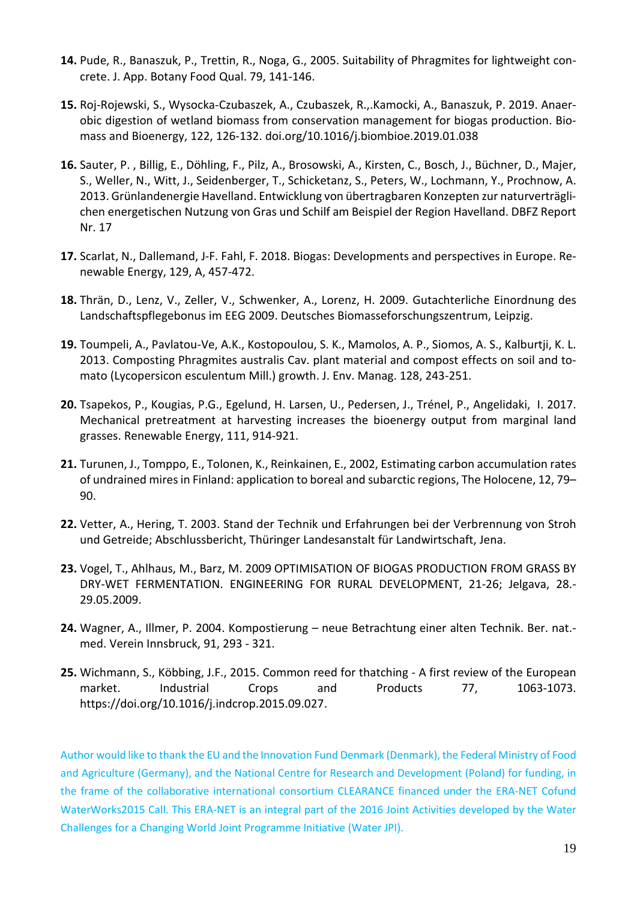**14.** Pude, R., Banaszuk, P., Trettin, R., Noga, G., 2005. Suitability of Phragmites for lightweight concrete. J. App. Botany Food Qual. 79, 141-146.

**15.** Roj-Rojewski, S., Wysocka-Czubaszek, A., Czubaszek, R.,.Kamocki, A., Banaszuk, P. 2019. Anaerobic digestion of wetland biomass from conservation management for biogas production. Biomass and Bioenergy, 122, 126-132. doi.org/10.1016/j.biombioe.2019.01.038

**16.** Sauter, P. , Billig, E., Döhling, F., Pilz, A., Brosowski, A., Kirsten, C., Bosch, J., Büchner, D., Majer, S., Weller, N., Witt, J., Seidenberger, T., Schicketanz, S., Peters, W., Lochmann, Y., Prochnow, A. 2013. Grünlandenergie Havelland. Entwicklung von übertragbaren Konzepten zur naturverträglichen energetischen Nutzung von Gras und Schilf am Beispiel der Region Havelland. DBFZ Report Nr. 17

**17.** Scarlat, N., Dallemand, J-F. Fahl, F. 2018. Biogas: Developments and perspectives in Europe. Renewable Energy, 129, A, 457-472.

**18.** Thrän, D., Lenz, V., Zeller, V., Schwenker, A., Lorenz, H. 2009. Gutachterliche Einordnung des Landschaftspflegebonus im EEG 2009. Deutsches Biomasseforschungszentrum, Leipzig.

**19.** Toumpeli, A., Pavlatou-Ve, A.K., Kostopoulou, S. K., Mamolos, A. P., Siomos, A. S., Kalburtji, K. L. 2013. Composting Phragmites australis Cav. plant material and compost effects on soil and tomato (Lycopersicon esculentum Mill.) growth. J. Env. Manag. 128, 243-251.

**20.** Tsapekos, P., Kougias, P.G., Egelund, H. Larsen, U., Pedersen, J., Trénel, P., Angelidaki, I. 2017. Mechanical pretreatment at harvesting increases the bioenergy output from marginal land grasses. Renewable Energy, 111, 914-921.

**21.** Turunen, J., Tomppo, E., Tolonen, K., Reinkainen, E., 2002, Estimating carbon accumulation rates of undrained mires in Finland: application to boreal and subarctic regions, The Holocene, 12, 79–90.

**22.** Vetter, A., Hering, T. 2003. Stand der Technik und Erfahrungen bei der Verbrennung von Stroh und Getreide; Abschlussbericht, Thüringer Landesanstalt für Landwirtschaft, Jena.

**23.** Vogel, T., Ahlhaus, M., Barz, M. 2009 OPTIMISATION OF BIOGAS PRODUCTION FROM GRASS BY DRY-WET FERMENTATION. ENGINEERING FOR RURAL DEVELOPMENT, 21-26; Jelgava, 28.-29.05.2009.

**24.** Wagner, A., Illmer, P. 2004. Kompostierung – neue Betrachtung einer alten Technik. Ber. nat.-med. Verein Innsbruck, 91, 293 - 321.

**25.** Wichmann, S., Köbbing, J.F., 2015. Common reed for thatching - A first review of the European market. Industrial Crops and Products 77, 1063-1073. https://doi.org/10.1016/j.indcrop.2015.09.027.

Author would like to thank the EU and the Innovation Fund Denmark (Denmark), the Federal Ministry of Food and Agriculture (Germany), and the National Centre for Research and Development (Poland) for funding, in the frame of the collaborative international consortium CLEARANCE financed under the ERA-NET Cofund WaterWorks2015 Call. This ERA-NET is an integral part of the 2016 Joint Activities developed by the Water Challenges for a Changing World Joint Programme Initiative (Water JPI).